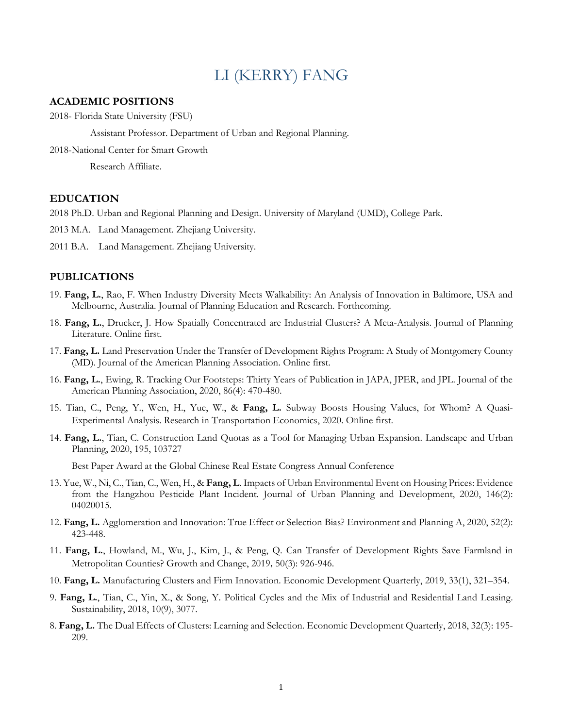# LI (KERRY) FANG

## ACADEMIC POSITIONS

2018- Florida State University (FSU)

Assistant Professor. Department of Urban and Regional Planning.

2018-National Center for Smart Growth

Research Affiliate.

## EDUCATION

2018 Ph.D. Urban and Regional Planning and Design. University of Maryland (UMD), College Park.

2013 M.A. Land Management. Zhejiang University.

2011 B.A. Land Management. Zhejiang University.

## PUBLICATIONS

19. **Fang, L.**, Rao, F. When Industry Diversity Meets Walkability: An Analysis of Innovation in Baltimore, USA and Melbourne, Australia. Journal of Planning Education and Research. Forthcoming.

18. **Fang, L.**, Drucker, J. How Spatially Concentrated are Industrial Clusters? A Meta-Analysis. Journal of Planning Literature. Online first.

17. **Fang, L.** Land Preservation Under the Transfer of Development Rights Program: A Study of Montgomery County (MD). Journal of the American Planning Association. Online first.

16. **Fang, L.**, Ewing, R. Tracking Our Footsteps: Thirty Years of Publication in JAPA, JPER, and JPL. Journal of the American Planning Association, 2020, 86(4): 470-480.

15. Tian, C., Peng, Y., Wen, H., Yue, W., & **Fang, L.** Subway Boosts Housing Values, for Whom? A Quasi-Experimental Analysis. Research in Transportation Economics, 2020. Online first.

14. **Fang, L.**, Tian, C. Construction Land Quotas as a Tool for Managing Urban Expansion. Landscape and Urban Planning, 2020, 195, 103727

    Best Paper Award at the Global Chinese Real Estate Congress Annual Conference

13. Yue, W., Ni, C., Tian, C., Wen, H., & **Fang, L**. Impacts of Urban Environmental Event on Housing Prices: Evidence from the Hangzhou Pesticide Plant Incident. Journal of Urban Planning and Development, 2020, 146(2): 04020015.

12. **Fang, L.** Agglomeration and Innovation: True Effect or Selection Bias? Environment and Planning A, 2020, 52(2): 423-448.

11. **Fang, L.**, Howland, M., Wu, J., Kim, J., & Peng, Q. Can Transfer of Development Rights Save Farmland in Metropolitan Counties? Growth and Change, 2019, 50(3): 926-946.

10. **Fang, L.** Manufacturing Clusters and Firm Innovation. Economic Development Quarterly, 2019, 33(1), 321–354.

9. **Fang, L.**, Tian, C., Yin, X., & Song, Y. Political Cycles and the Mix of Industrial and Residential Land Leasing. Sustainability, 2018, 10(9), 3077.

8. **Fang, L.** The Dual Effects of Clusters: Learning and Selection. Economic Development Quarterly, 2018, 32(3): 195-209.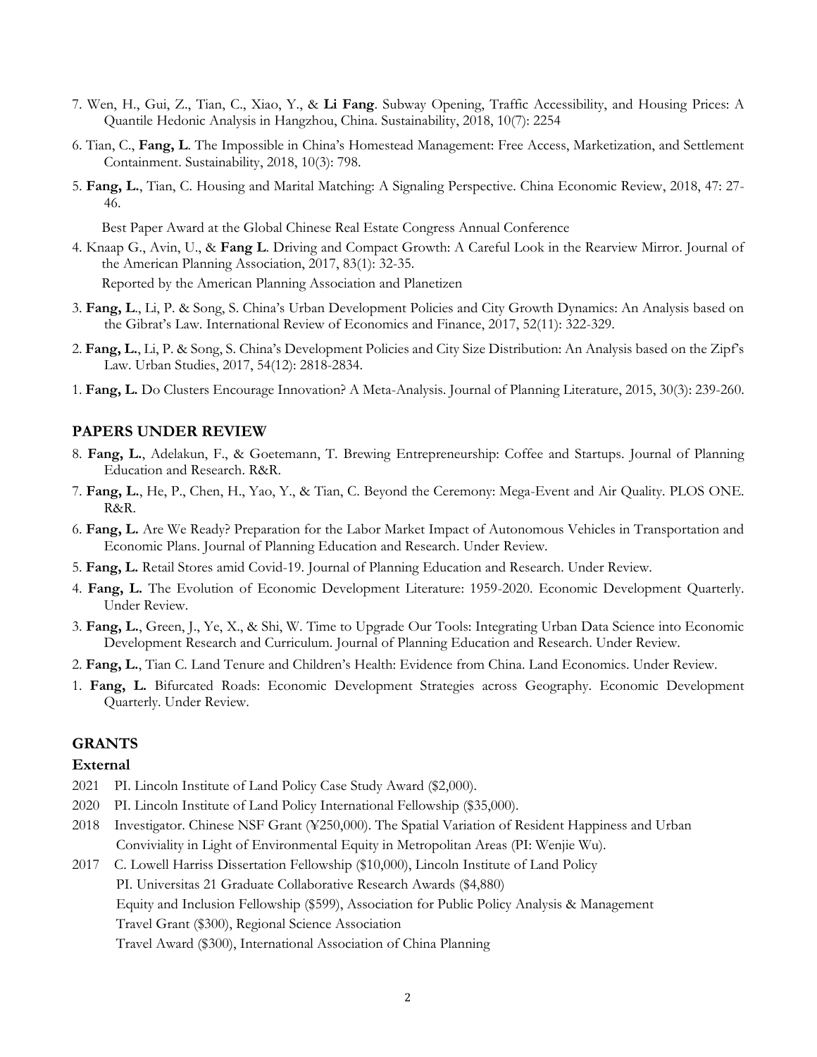7. Wen, H., Gui, Z., Tian, C., Xiao, Y., & **Li Fang**. Subway Opening, Traffic Accessibility, and Housing Prices: A Quantile Hedonic Analysis in Hangzhou, China. Sustainability, 2018, 10(7): 2254

6. Tian, C., **Fang, L**. The Impossible in China's Homestead Management: Free Access, Marketization, and Settlement Containment. Sustainability, 2018, 10(3): 798.

5. **Fang, L.**, Tian, C. Housing and Marital Matching: A Signaling Perspective. China Economic Review, 2018, 47: 27-46.

   Best Paper Award at the Global Chinese Real Estate Congress Annual Conference

4. Knaap G., Avin, U., & **Fang L**. Driving and Compact Growth: A Careful Look in the Rearview Mirror. Journal of the American Planning Association, 2017, 83(1): 32-35.

   Reported by the American Planning Association and Planetizen

3. **Fang, L**., Li, P. & Song, S. China's Urban Development Policies and City Growth Dynamics: An Analysis based on the Gibrat's Law. International Review of Economics and Finance, 2017, 52(11): 322-329.

2. **Fang, L.**, Li, P. & Song, S. China's Development Policies and City Size Distribution: An Analysis based on the Zipf's Law. Urban Studies, 2017, 54(12): 2818-2834.

1. **Fang, L.** Do Clusters Encourage Innovation? A Meta-Analysis. Journal of Planning Literature, 2015, 30(3): 239-260.

## PAPERS UNDER REVIEW

8. **Fang, L.**, Adelakun, F., & Goetemann, T. Brewing Entrepreneurship: Coffee and Startups. Journal of Planning Education and Research. R&R.

7. **Fang, L.**, He, P., Chen, H., Yao, Y., & Tian, C. Beyond the Ceremony: Mega-Event and Air Quality. PLOS ONE. R&R.

6. **Fang, L.** Are We Ready? Preparation for the Labor Market Impact of Autonomous Vehicles in Transportation and Economic Plans. Journal of Planning Education and Research. Under Review.

5. **Fang, L.** Retail Stores amid Covid-19. Journal of Planning Education and Research. Under Review.

4. **Fang, L.** The Evolution of Economic Development Literature: 1959-2020. Economic Development Quarterly. Under Review.

3. **Fang, L.**, Green, J., Ye, X., & Shi, W. Time to Upgrade Our Tools: Integrating Urban Data Science into Economic Development Research and Curriculum. Journal of Planning Education and Research. Under Review.

2. **Fang, L.**, Tian C. Land Tenure and Children's Health: Evidence from China. Land Economics. Under Review.

1. **Fang, L.** Bifurcated Roads: Economic Development Strategies across Geography. Economic Development Quarterly. Under Review.

## GRANTS

### External

2021 PI. Lincoln Institute of Land Policy Case Study Award ($2,000).

2020 PI. Lincoln Institute of Land Policy International Fellowship ($35,000).

2018 Investigator. Chinese NSF Grant (¥250,000). The Spatial Variation of Resident Happiness and Urban Conviviality in Light of Environmental Equity in Metropolitan Areas (PI: Wenjie Wu).

2017 C. Lowell Harriss Dissertation Fellowship ($10,000), Lincoln Institute of Land Policy
PI. Universitas 21 Graduate Collaborative Research Awards ($4,880)
Equity and Inclusion Fellowship ($599), Association for Public Policy Analysis & Management
Travel Grant ($300), Regional Science Association
Travel Award ($300), International Association of China Planning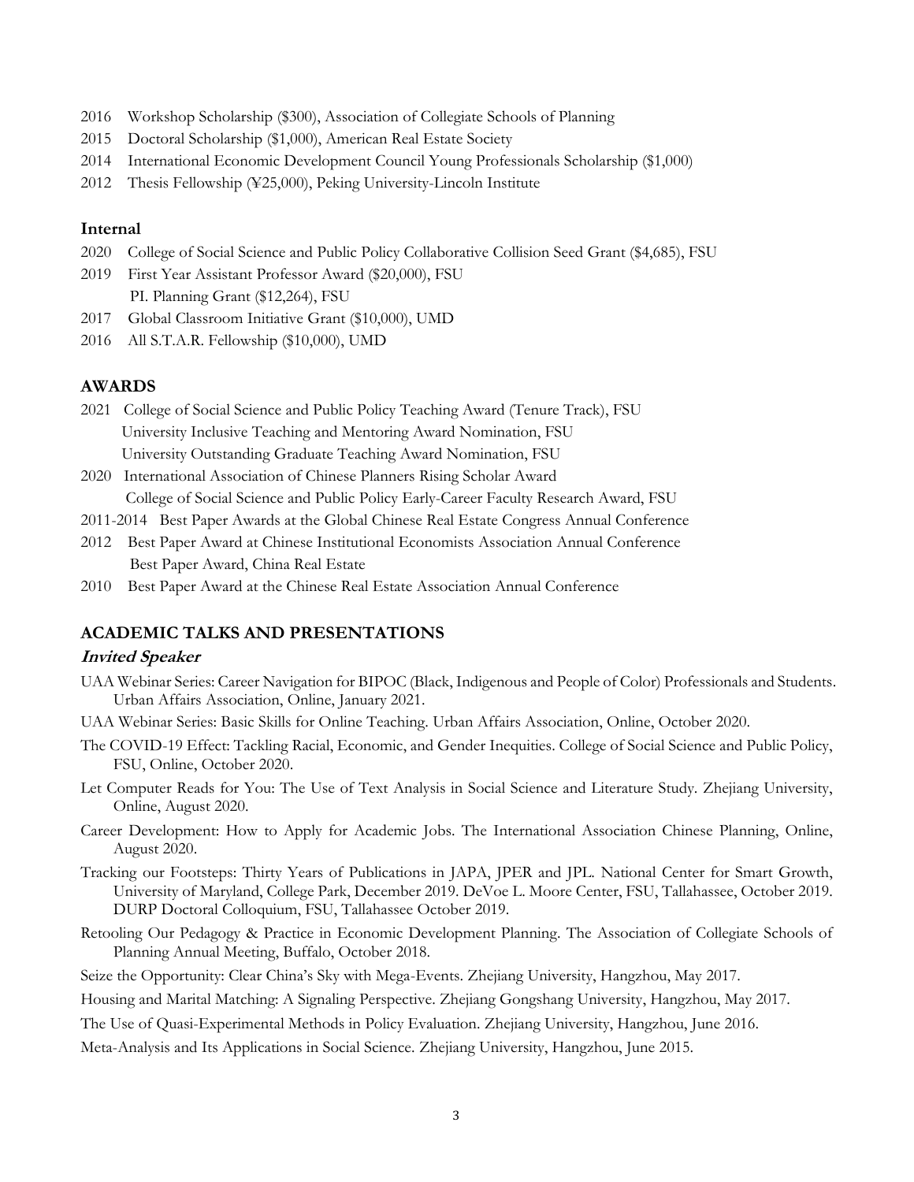2016 Workshop Scholarship ($300), Association of Collegiate Schools of Planning
2015 Doctoral Scholarship ($1,000), American Real Estate Society
2014 International Economic Development Council Young Professionals Scholarship ($1,000)
2012 Thesis Fellowship (¥25,000), Peking University-Lincoln Institute

### Internal

2020 College of Social Science and Public Policy Collaborative Collision Seed Grant ($4,685), FSU
2019 First Year Assistant Professor Award ($20,000), FSU
PI. Planning Grant ($12,264), FSU
2017 Global Classroom Initiative Grant ($10,000), UMD
2016 All S.T.A.R. Fellowship ($10,000), UMD

## AWARDS

2021 College of Social Science and Public Policy Teaching Award (Tenure Track), FSU
University Inclusive Teaching and Mentoring Award Nomination, FSU
University Outstanding Graduate Teaching Award Nomination, FSU
2020 International Association of Chinese Planners Rising Scholar Award
College of Social Science and Public Policy Early-Career Faculty Research Award, FSU
2011-2014 Best Paper Awards at the Global Chinese Real Estate Congress Annual Conference
2012 Best Paper Award at Chinese Institutional Economists Association Annual Conference
Best Paper Award, China Real Estate
2010 Best Paper Award at the Chinese Real Estate Association Annual Conference

## ACADEMIC TALKS AND PRESENTATIONS

### *Invited Speaker*

UAA Webinar Series: Career Navigation for BIPOC (Black, Indigenous and People of Color) Professionals and Students. Urban Affairs Association, Online, January 2021.

UAA Webinar Series: Basic Skills for Online Teaching. Urban Affairs Association, Online, October 2020.

The COVID-19 Effect: Tackling Racial, Economic, and Gender Inequities. College of Social Science and Public Policy, FSU, Online, October 2020.

Let Computer Reads for You: The Use of Text Analysis in Social Science and Literature Study. Zhejiang University, Online, August 2020.

Career Development: How to Apply for Academic Jobs. The International Association Chinese Planning, Online, August 2020.

Tracking our Footsteps: Thirty Years of Publications in JAPA, JPER and JPL. National Center for Smart Growth, University of Maryland, College Park, December 2019. DeVoe L. Moore Center, FSU, Tallahassee, October 2019. DURP Doctoral Colloquium, FSU, Tallahassee October 2019.

Retooling Our Pedagogy & Practice in Economic Development Planning. The Association of Collegiate Schools of Planning Annual Meeting, Buffalo, October 2018.

Seize the Opportunity: Clear China's Sky with Mega-Events. Zhejiang University, Hangzhou, May 2017.

Housing and Marital Matching: A Signaling Perspective. Zhejiang Gongshang University, Hangzhou, May 2017.

The Use of Quasi-Experimental Methods in Policy Evaluation. Zhejiang University, Hangzhou, June 2016.

Meta-Analysis and Its Applications in Social Science. Zhejiang University, Hangzhou, June 2015.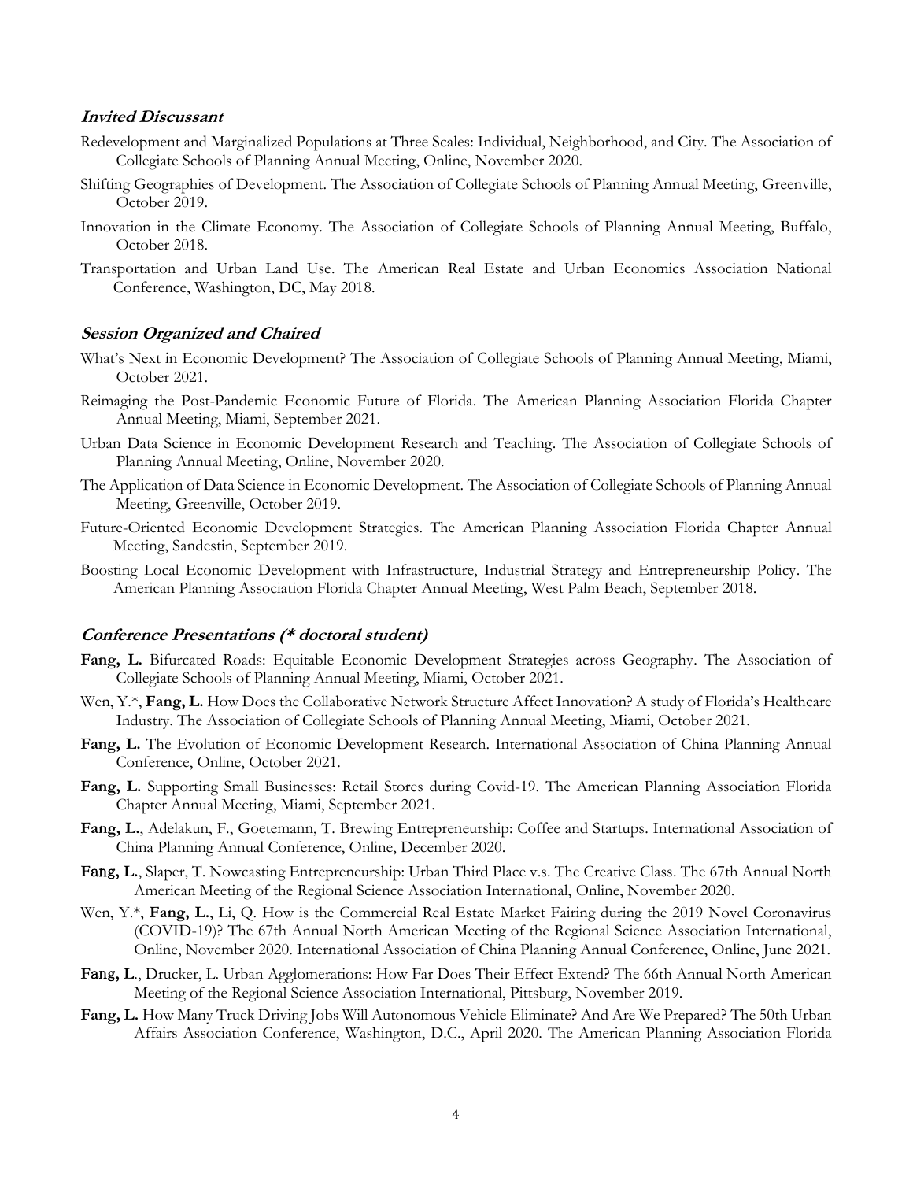### *Invited Discussant*

Redevelopment and Marginalized Populations at Three Scales: Individual, Neighborhood, and City. The Association of Collegiate Schools of Planning Annual Meeting, Online, November 2020.

Shifting Geographies of Development. The Association of Collegiate Schools of Planning Annual Meeting, Greenville, October 2019.

Innovation in the Climate Economy. The Association of Collegiate Schools of Planning Annual Meeting, Buffalo, October 2018.

Transportation and Urban Land Use. The American Real Estate and Urban Economics Association National Conference, Washington, DC, May 2018.

### *Session Organized and Chaired*

What's Next in Economic Development? The Association of Collegiate Schools of Planning Annual Meeting, Miami, October 2021.

Reimaging the Post-Pandemic Economic Future of Florida. The American Planning Association Florida Chapter Annual Meeting, Miami, September 2021.

Urban Data Science in Economic Development Research and Teaching. The Association of Collegiate Schools of Planning Annual Meeting, Online, November 2020.

The Application of Data Science in Economic Development. The Association of Collegiate Schools of Planning Annual Meeting, Greenville, October 2019.

Future-Oriented Economic Development Strategies. The American Planning Association Florida Chapter Annual Meeting, Sandestin, September 2019.

Boosting Local Economic Development with Infrastructure, Industrial Strategy and Entrepreneurship Policy. The American Planning Association Florida Chapter Annual Meeting, West Palm Beach, September 2018.

### *Conference Presentations (* doctoral student)*

**Fang, L.** Bifurcated Roads: Equitable Economic Development Strategies across Geography. The Association of Collegiate Schools of Planning Annual Meeting, Miami, October 2021.

Wen, Y.*, **Fang, L.** How Does the Collaborative Network Structure Affect Innovation? A study of Florida's Healthcare Industry. The Association of Collegiate Schools of Planning Annual Meeting, Miami, October 2021.

**Fang, L.** The Evolution of Economic Development Research. International Association of China Planning Annual Conference, Online, October 2021.

**Fang, L.** Supporting Small Businesses: Retail Stores during Covid-19. The American Planning Association Florida Chapter Annual Meeting, Miami, September 2021.

**Fang, L.**, Adelakun, F., Goetemann, T. Brewing Entrepreneurship: Coffee and Startups. International Association of China Planning Annual Conference, Online, December 2020.

**Fang, L.**, Slaper, T. Nowcasting Entrepreneurship: Urban Third Place v.s. The Creative Class. The 67th Annual North American Meeting of the Regional Science Association International, Online, November 2020.

Wen, Y.*, **Fang, L.**, Li, Q. How is the Commercial Real Estate Market Fairing during the 2019 Novel Coronavirus (COVID-19)? The 67th Annual North American Meeting of the Regional Science Association International, Online, November 2020. International Association of China Planning Annual Conference, Online, June 2021.

**Fang, L.**, Drucker, L. Urban Agglomerations: How Far Does Their Effect Extend? The 66th Annual North American Meeting of the Regional Science Association International, Pittsburg, November 2019.

**Fang, L.** How Many Truck Driving Jobs Will Autonomous Vehicle Eliminate? And Are We Prepared? The 50th Urban Affairs Association Conference, Washington, D.C., April 2020. The American Planning Association Florida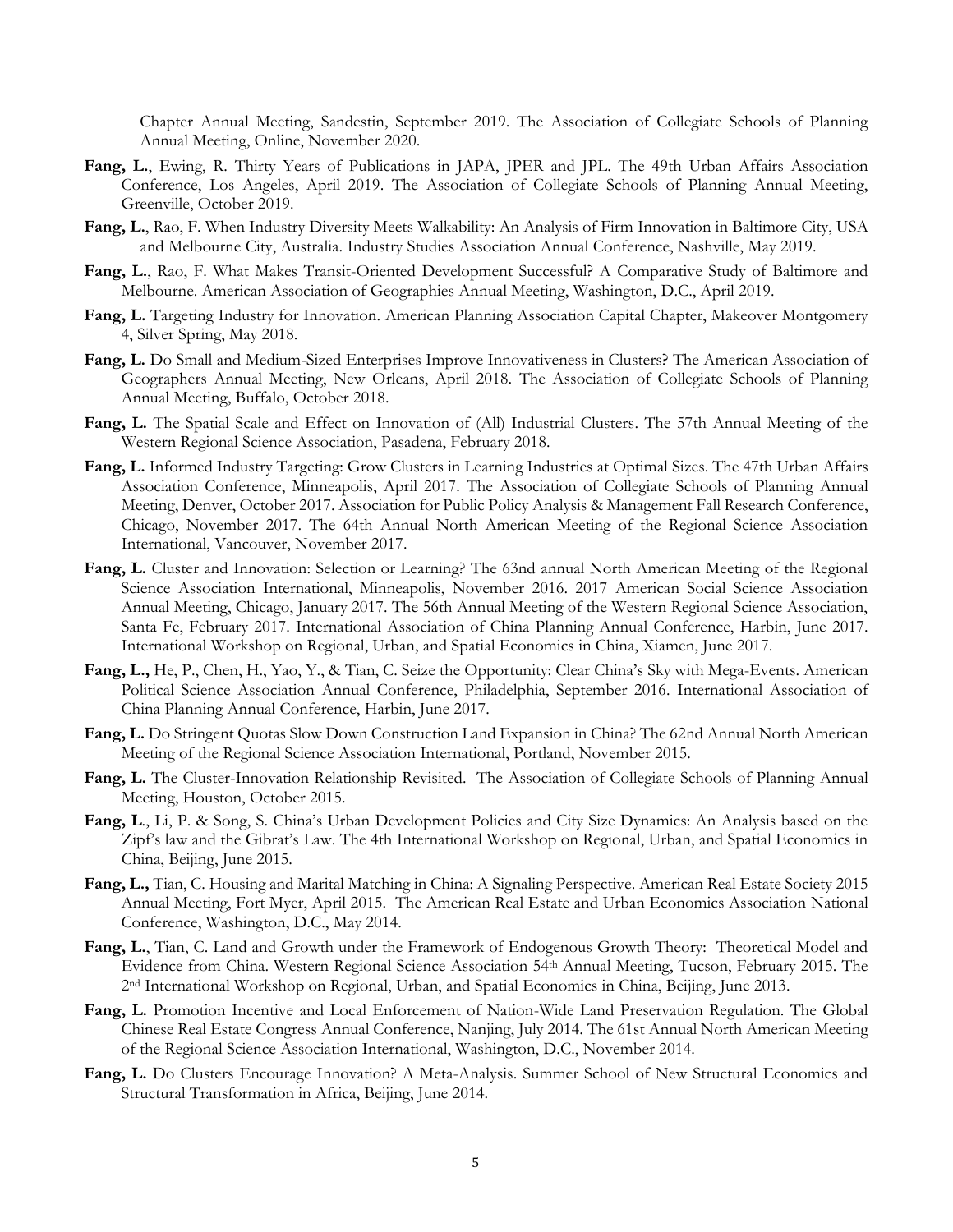Chapter Annual Meeting, Sandestin, September 2019. The Association of Collegiate Schools of Planning Annual Meeting, Online, November 2020.

**Fang, L.**, Ewing, R. Thirty Years of Publications in JAPA, JPER and JPL. The 49th Urban Affairs Association Conference, Los Angeles, April 2019. The Association of Collegiate Schools of Planning Annual Meeting, Greenville, October 2019.

**Fang, L.**, Rao, F. When Industry Diversity Meets Walkability: An Analysis of Firm Innovation in Baltimore City, USA and Melbourne City, Australia. Industry Studies Association Annual Conference, Nashville, May 2019.

**Fang, L.**, Rao, F. What Makes Transit-Oriented Development Successful? A Comparative Study of Baltimore and Melbourne. American Association of Geographies Annual Meeting, Washington, D.C., April 2019.

**Fang, L.** Targeting Industry for Innovation. American Planning Association Capital Chapter, Makeover Montgomery 4, Silver Spring, May 2018.

**Fang, L.** Do Small and Medium-Sized Enterprises Improve Innovativeness in Clusters? The American Association of Geographers Annual Meeting, New Orleans, April 2018. The Association of Collegiate Schools of Planning Annual Meeting, Buffalo, October 2018.

**Fang, L.** The Spatial Scale and Effect on Innovation of (All) Industrial Clusters. The 57th Annual Meeting of the Western Regional Science Association, Pasadena, February 2018.

**Fang, L.** Informed Industry Targeting: Grow Clusters in Learning Industries at Optimal Sizes. The 47th Urban Affairs Association Conference, Minneapolis, April 2017. The Association of Collegiate Schools of Planning Annual Meeting, Denver, October 2017. Association for Public Policy Analysis & Management Fall Research Conference, Chicago, November 2017. The 64th Annual North American Meeting of the Regional Science Association International, Vancouver, November 2017.

**Fang, L.** Cluster and Innovation: Selection or Learning? The 63nd annual North American Meeting of the Regional Science Association International, Minneapolis, November 2016. 2017 American Social Science Association Annual Meeting, Chicago, January 2017. The 56th Annual Meeting of the Western Regional Science Association, Santa Fe, February 2017. International Association of China Planning Annual Conference, Harbin, June 2017. International Workshop on Regional, Urban, and Spatial Economics in China, Xiamen, June 2017.

**Fang, L.,** He, P., Chen, H., Yao, Y., & Tian, C. Seize the Opportunity: Clear China's Sky with Mega-Events. American Political Science Association Annual Conference, Philadelphia, September 2016. International Association of China Planning Annual Conference, Harbin, June 2017.

**Fang, L.** Do Stringent Quotas Slow Down Construction Land Expansion in China? The 62nd Annual North American Meeting of the Regional Science Association International, Portland, November 2015.

**Fang, L.** The Cluster-Innovation Relationship Revisited. The Association of Collegiate Schools of Planning Annual Meeting, Houston, October 2015.

**Fang, L.**, Li, P. & Song, S. China's Urban Development Policies and City Size Dynamics: An Analysis based on the Zipf's law and the Gibrat's Law. The 4th International Workshop on Regional, Urban, and Spatial Economics in China, Beijing, June 2015.

**Fang, L.,** Tian, C. Housing and Marital Matching in China: A Signaling Perspective. American Real Estate Society 2015 Annual Meeting, Fort Myer, April 2015. The American Real Estate and Urban Economics Association National Conference, Washington, D.C., May 2014.

**Fang, L.**, Tian, C. Land and Growth under the Framework of Endogenous Growth Theory: Theoretical Model and Evidence from China. Western Regional Science Association 54th Annual Meeting, Tucson, February 2015. The 2nd International Workshop on Regional, Urban, and Spatial Economics in China, Beijing, June 2013.

**Fang, L.** Promotion Incentive and Local Enforcement of Nation-Wide Land Preservation Regulation. The Global Chinese Real Estate Congress Annual Conference, Nanjing, July 2014. The 61st Annual North American Meeting of the Regional Science Association International, Washington, D.C., November 2014.

**Fang, L.** Do Clusters Encourage Innovation? A Meta-Analysis. Summer School of New Structural Economics and Structural Transformation in Africa, Beijing, June 2014.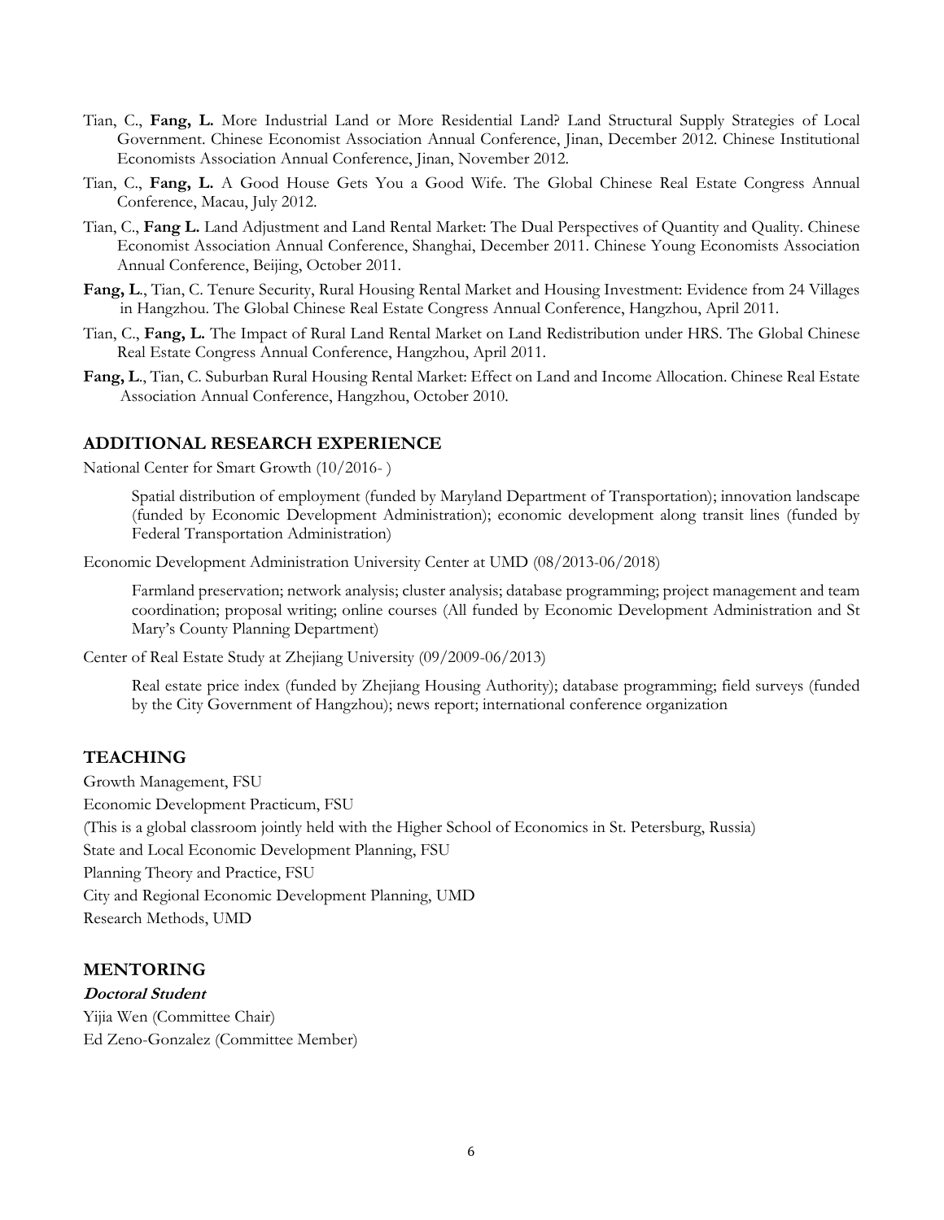Tian, C., **Fang, L.** More Industrial Land or More Residential Land? Land Structural Supply Strategies of Local Government. Chinese Economist Association Annual Conference, Jinan, December 2012. Chinese Institutional Economists Association Annual Conference, Jinan, November 2012.

Tian, C., **Fang, L.** A Good House Gets You a Good Wife. The Global Chinese Real Estate Congress Annual Conference, Macau, July 2012.

Tian, C., **Fang L.** Land Adjustment and Land Rental Market: The Dual Perspectives of Quantity and Quality. Chinese Economist Association Annual Conference, Shanghai, December 2011. Chinese Young Economists Association Annual Conference, Beijing, October 2011.

**Fang, L.**, Tian, C. Tenure Security, Rural Housing Rental Market and Housing Investment: Evidence from 24 Villages in Hangzhou. The Global Chinese Real Estate Congress Annual Conference, Hangzhou, April 2011.

Tian, C., **Fang, L.** The Impact of Rural Land Rental Market on Land Redistribution under HRS. The Global Chinese Real Estate Congress Annual Conference, Hangzhou, April 2011.

**Fang, L.**, Tian, C. Suburban Rural Housing Rental Market: Effect on Land and Income Allocation. Chinese Real Estate Association Annual Conference, Hangzhou, October 2010.

## ADDITIONAL RESEARCH EXPERIENCE

National Center for Smart Growth (10/2016- )

> Spatial distribution of employment (funded by Maryland Department of Transportation); innovation landscape (funded by Economic Development Administration); economic development along transit lines (funded by Federal Transportation Administration)

Economic Development Administration University Center at UMD (08/2013-06/2018)

> Farmland preservation; network analysis; cluster analysis; database programming; project management and team coordination; proposal writing; online courses (All funded by Economic Development Administration and St Mary's County Planning Department)

Center of Real Estate Study at Zhejiang University (09/2009-06/2013)

> Real estate price index (funded by Zhejiang Housing Authority); database programming; field surveys (funded by the City Government of Hangzhou); news report; international conference organization

## TEACHING

Growth Management, FSU
Economic Development Practicum, FSU
(This is a global classroom jointly held with the Higher School of Economics in St. Petersburg, Russia)
State and Local Economic Development Planning, FSU
Planning Theory and Practice, FSU
City and Regional Economic Development Planning, UMD
Research Methods, UMD

## MENTORING

***Doctoral Student***

Yijia Wen (Committee Chair)
Ed Zeno-Gonzalez (Committee Member)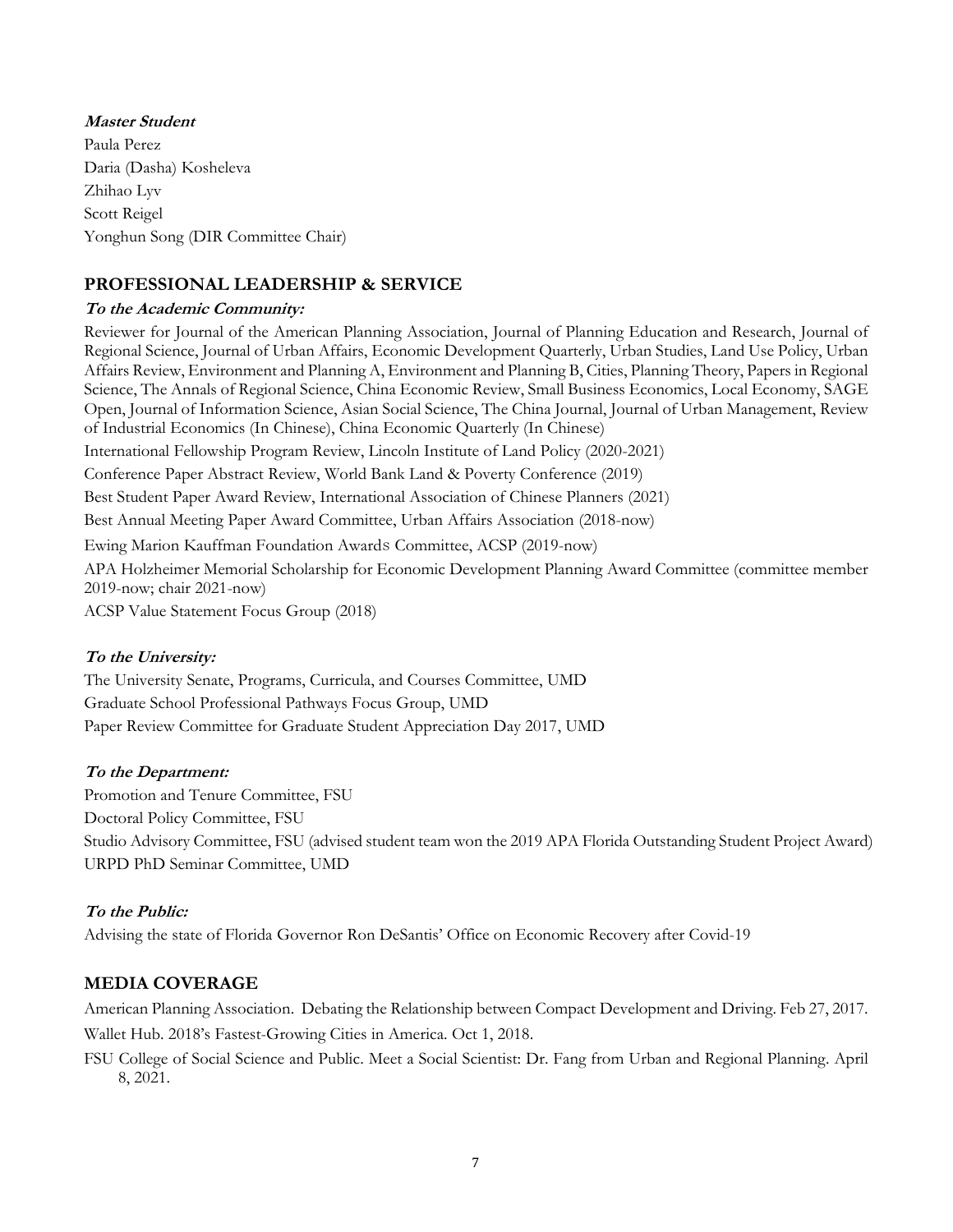***Master Student***

Paula Perez

Daria (Dasha) Kosheleva

Zhihao Lyv

Scott Reigel

Yonghun Song (DIR Committee Chair)

## PROFESSIONAL LEADERSHIP & SERVICE

***To the Academic Community:***

Reviewer for Journal of the American Planning Association, Journal of Planning Education and Research, Journal of Regional Science, Journal of Urban Affairs, Economic Development Quarterly, Urban Studies, Land Use Policy, Urban Affairs Review, Environment and Planning A, Environment and Planning B, Cities, Planning Theory, Papers in Regional Science, The Annals of Regional Science, China Economic Review, Small Business Economics, Local Economy, SAGE Open, Journal of Information Science, Asian Social Science, The China Journal, Journal of Urban Management, Review of Industrial Economics (In Chinese), China Economic Quarterly (In Chinese)

International Fellowship Program Review, Lincoln Institute of Land Policy (2020-2021)

Conference Paper Abstract Review, World Bank Land & Poverty Conference (2019)

Best Student Paper Award Review, International Association of Chinese Planners (2021)

Best Annual Meeting Paper Award Committee, Urban Affairs Association (2018-now)

Ewing Marion Kauffman Foundation Awards Committee, ACSP (2019-now)

APA Holzheimer Memorial Scholarship for Economic Development Planning Award Committee (committee member 2019-now; chair 2021-now)

ACSP Value Statement Focus Group (2018)

***To the University:***

The University Senate, Programs, Curricula, and Courses Committee, UMD

Graduate School Professional Pathways Focus Group, UMD

Paper Review Committee for Graduate Student Appreciation Day 2017, UMD

***To the Department:***

Promotion and Tenure Committee, FSU

Doctoral Policy Committee, FSU

Studio Advisory Committee, FSU (advised student team won the 2019 APA Florida Outstanding Student Project Award)

URPD PhD Seminar Committee, UMD

***To the Public:***

Advising the state of Florida Governor Ron DeSantis' Office on Economic Recovery after Covid-19

## MEDIA COVERAGE

American Planning Association. Debating the Relationship between Compact Development and Driving. Feb 27, 2017.

Wallet Hub. 2018's Fastest-Growing Cities in America. Oct 1, 2018.

FSU College of Social Science and Public. Meet a Social Scientist: Dr. Fang from Urban and Regional Planning. April 8, 2021.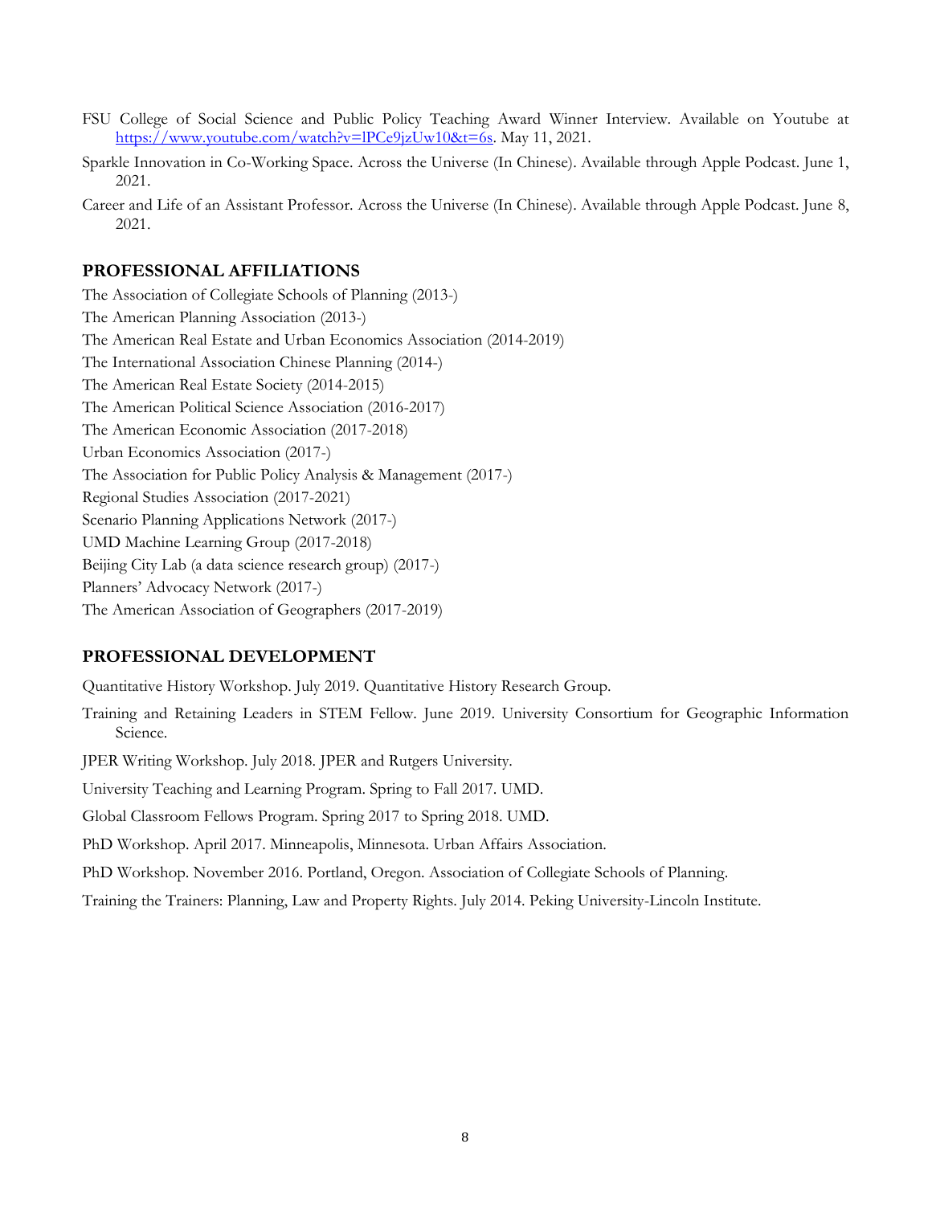FSU College of Social Science and Public Policy Teaching Award Winner Interview. Available on Youtube at [https://www.youtube.com/watch?v=lPCe9jzUw10&t=6s](https://www.youtube.com/watch?v=lPCe9jzUw10&t=6s). May 11, 2021.

Sparkle Innovation in Co-Working Space. Across the Universe (In Chinese). Available through Apple Podcast. June 1, 2021.

Career and Life of an Assistant Professor. Across the Universe (In Chinese). Available through Apple Podcast. June 8, 2021.

## PROFESSIONAL AFFILIATIONS

The Association of Collegiate Schools of Planning (2013-)

The American Planning Association (2013-)

The American Real Estate and Urban Economics Association (2014-2019)

The International Association Chinese Planning (2014-)

The American Real Estate Society (2014-2015)

The American Political Science Association (2016-2017)

The American Economic Association (2017-2018)

Urban Economics Association (2017-)

The Association for Public Policy Analysis & Management (2017-)

Regional Studies Association (2017-2021)

Scenario Planning Applications Network (2017-)

UMD Machine Learning Group (2017-2018)

Beijing City Lab (a data science research group) (2017-)

Planners' Advocacy Network (2017-)

The American Association of Geographers (2017-2019)

## PROFESSIONAL DEVELOPMENT

Quantitative History Workshop. July 2019. Quantitative History Research Group.

Training and Retaining Leaders in STEM Fellow. June 2019. University Consortium for Geographic Information Science.

JPER Writing Workshop. July 2018. JPER and Rutgers University.

University Teaching and Learning Program. Spring to Fall 2017. UMD.

Global Classroom Fellows Program. Spring 2017 to Spring 2018. UMD.

PhD Workshop. April 2017. Minneapolis, Minnesota. Urban Affairs Association.

PhD Workshop. November 2016. Portland, Oregon. Association of Collegiate Schools of Planning.

Training the Trainers: Planning, Law and Property Rights. July 2014. Peking University-Lincoln Institute.